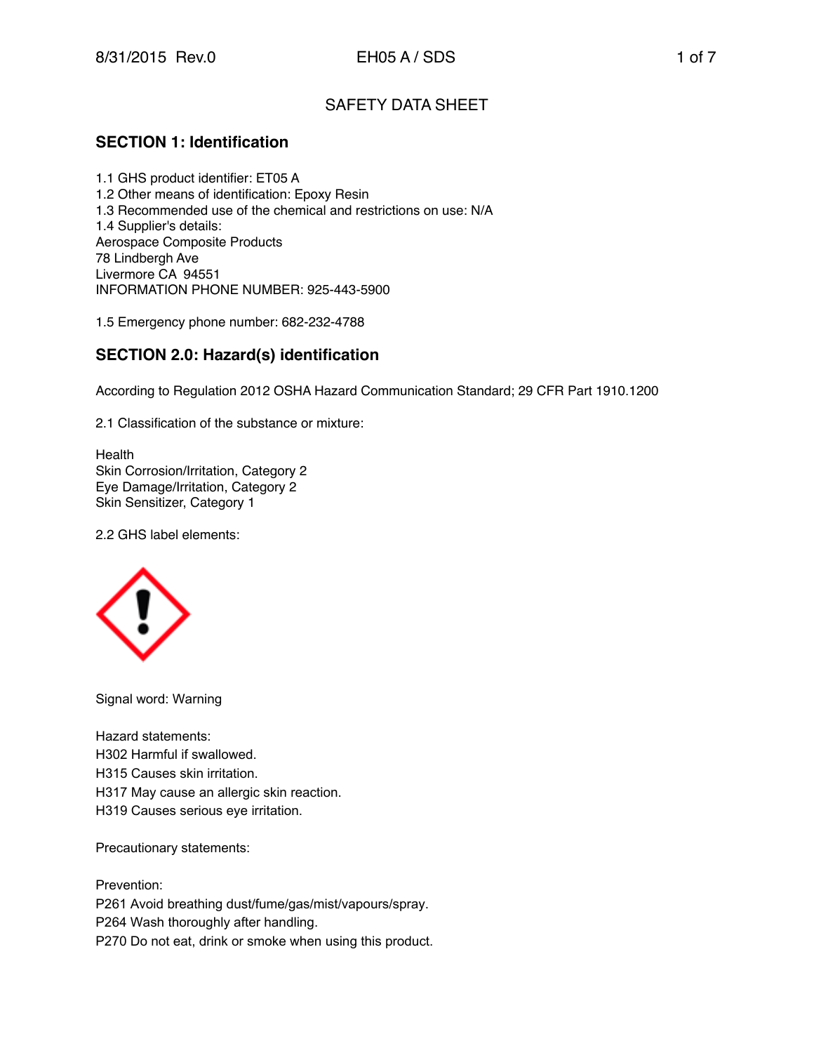# SAFETY DATA SHEET

## SECTION 1: Identification

1.1 GHS product identifier: ET05 A
1.2 Other means of identification: Epoxy Resin
1.3 Recommended use of the chemical and restrictions on use: N/A
1.4 Supplier's details:
Aerospace Composite Products
78 Lindbergh Ave
Livermore CA 94551
INFORMATION PHONE NUMBER: 925-443-5900

1.5 Emergency phone number: 682-232-4788

## SECTION 2.0: Hazard(s) identification

According to Regulation 2012 OSHA Hazard Communication Standard; 29 CFR Part 1910.1200

2.1 Classification of the substance or mixture:

Health
Skin Corrosion/Irritation, Category 2
Eye Damage/Irritation, Category 2
Skin Sensitizer, Category 1

2.2 GHS label elements:

Signal word: Warning

Hazard statements:
H302 Harmful if swallowed.
H315 Causes skin irritation.
H317 May cause an allergic skin reaction.
H319 Causes serious eye irritation.

Precautionary statements:

Prevention:
P261 Avoid breathing dust/fume/gas/mist/vapours/spray.
P264 Wash thoroughly after handling.
P270 Do not eat, drink or smoke when using this product.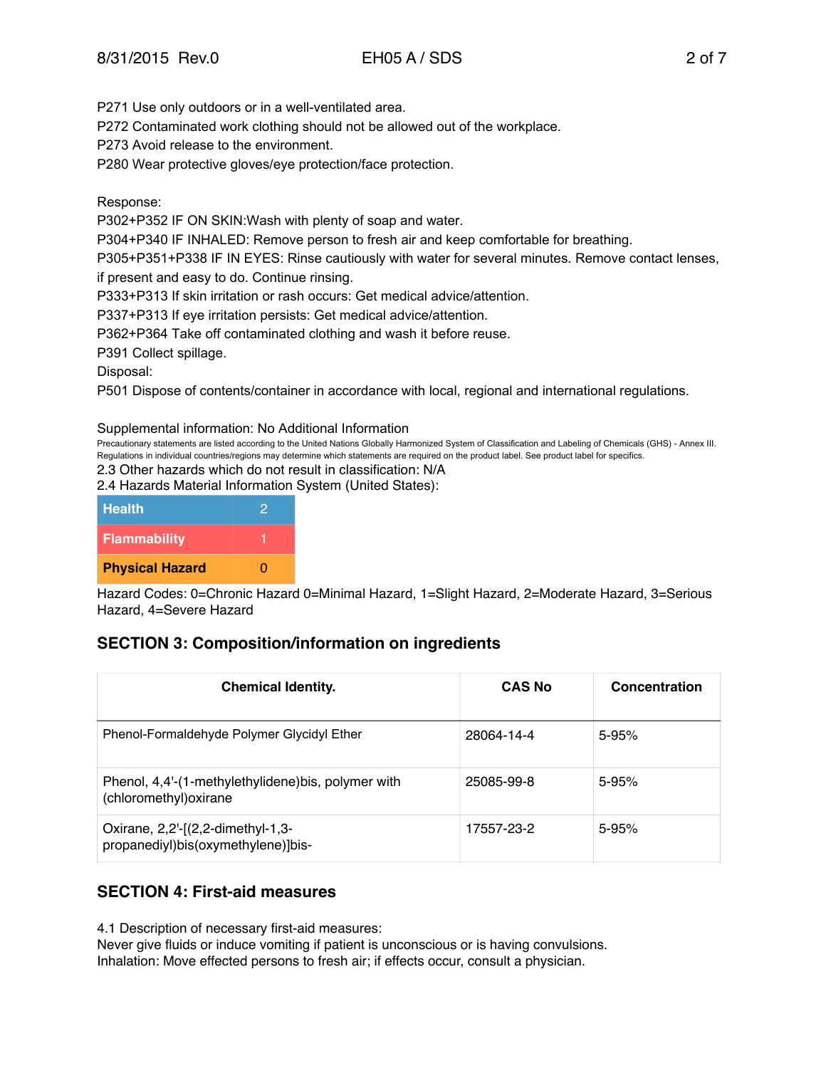P271 Use only outdoors or in a well-ventilated area.
P272 Contaminated work clothing should not be allowed out of the workplace.
P273 Avoid release to the environment.
P280 Wear protective gloves/eye protection/face protection.

Response:
P302+P352 IF ON SKIN:Wash with plenty of soap and water.
P304+P340 IF INHALED: Remove person to fresh air and keep comfortable for breathing.
P305+P351+P338 IF IN EYES: Rinse cautiously with water for several minutes. Remove contact lenses, if present and easy to do. Continue rinsing.
P333+P313 If skin irritation or rash occurs: Get medical advice/attention.
P337+P313 If eye irritation persists: Get medical advice/attention.
P362+P364 Take off contaminated clothing and wash it before reuse.
P391 Collect spillage.
Disposal:
P501 Dispose of contents/container in accordance with local, regional and international regulations.

Supplemental information: No Additional Information
Precautionary statements are listed according to the United Nations Globally Harmonized System of Classification and Labeling of Chemicals (GHS) - Annex III. Regulations in individual countries/regions may determine which statements are required on the product label. See product label for specifics.
2.3 Other hazards which do not result in classification: N/A
2.4 Hazards Material Information System (United States):

| | |
|---|---|
| **Health** | 2 |
| **Flammability** | 1 |
| **Physical Hazard** | 0 |

Hazard Codes: 0=Chronic Hazard 0=Minimal Hazard, 1=Slight Hazard, 2=Moderate Hazard, 3=Serious Hazard, 4=Severe Hazard

## SECTION 3: Composition/information on ingredients

| Chemical Identity. | CAS No | Concentration |
|---|---|---|
| Phenol-Formaldehyde Polymer Glycidyl Ether | 28064-14-4 | 5-95% |
| Phenol, 4,4'-(1-methylethylidene)bis, polymer with (chloromethyl)oxirane | 25085-99-8 | 5-95% |
| Oxirane, 2,2'-[(2,2-dimethyl-1,3-propanediyl)bis(oxymethylene)]bis- | 17557-23-2 | 5-95% |

## SECTION 4: First-aid measures

4.1 Description of necessary first-aid measures:
Never give fluids or induce vomiting if patient is unconscious or is having convulsions.
Inhalation: Move effected persons to fresh air; if effects occur, consult a physician.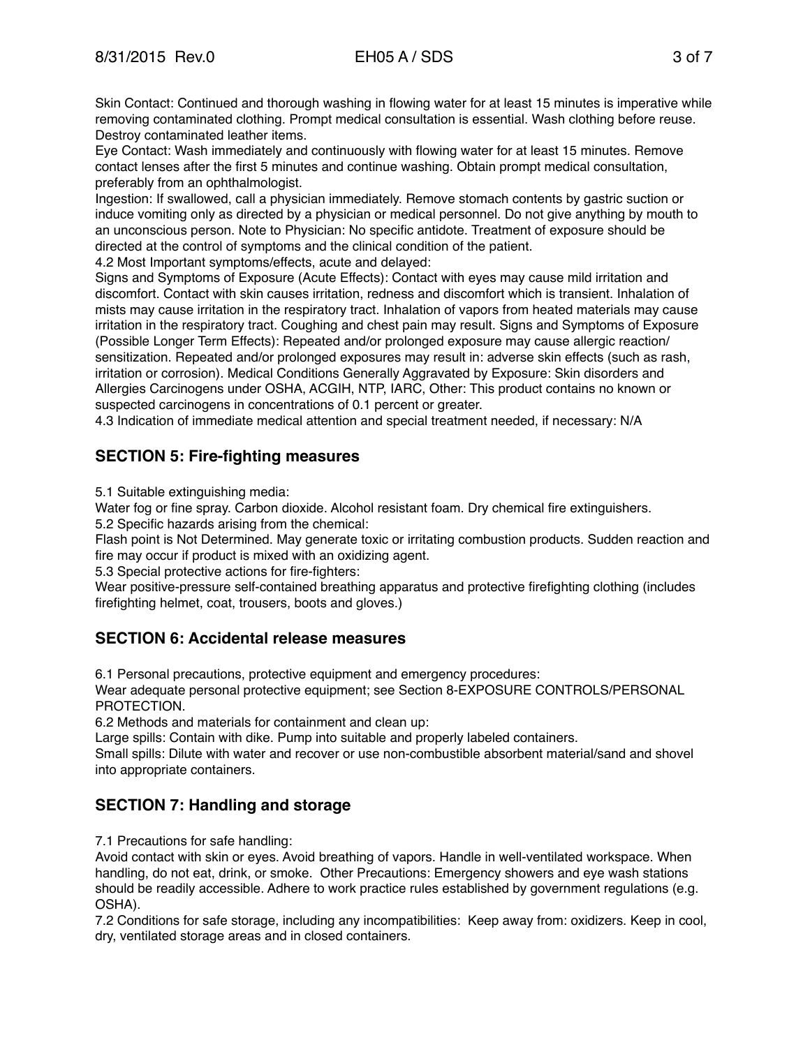Skin Contact: Continued and thorough washing in flowing water for at least 15 minutes is imperative while removing contaminated clothing. Prompt medical consultation is essential. Wash clothing before reuse. Destroy contaminated leather items.
Eye Contact: Wash immediately and continuously with flowing water for at least 15 minutes. Remove contact lenses after the first 5 minutes and continue washing. Obtain prompt medical consultation, preferably from an ophthalmologist.
Ingestion: If swallowed, call a physician immediately. Remove stomach contents by gastric suction or induce vomiting only as directed by a physician or medical personnel. Do not give anything by mouth to an unconscious person. Note to Physician: No specific antidote. Treatment of exposure should be directed at the control of symptoms and the clinical condition of the patient.
4.2 Most Important symptoms/effects, acute and delayed:
Signs and Symptoms of Exposure (Acute Effects): Contact with eyes may cause mild irritation and discomfort. Contact with skin causes irritation, redness and discomfort which is transient. Inhalation of mists may cause irritation in the respiratory tract. Inhalation of vapors from heated materials may cause irritation in the respiratory tract. Coughing and chest pain may result. Signs and Symptoms of Exposure (Possible Longer Term Effects): Repeated and/or prolonged exposure may cause allergic reaction/ sensitization. Repeated and/or prolonged exposures may result in: adverse skin effects (such as rash, irritation or corrosion). Medical Conditions Generally Aggravated by Exposure: Skin disorders and Allergies Carcinogens under OSHA, ACGIH, NTP, IARC, Other: This product contains no known or suspected carcinogens in concentrations of 0.1 percent or greater.
4.3 Indication of immediate medical attention and special treatment needed, if necessary: N/A

## SECTION 5: Fire-fighting measures

5.1 Suitable extinguishing media:
Water fog or fine spray. Carbon dioxide. Alcohol resistant foam. Dry chemical fire extinguishers.
5.2 Specific hazards arising from the chemical:
Flash point is Not Determined. May generate toxic or irritating combustion products. Sudden reaction and fire may occur if product is mixed with an oxidizing agent.
5.3 Special protective actions for fire-fighters:
Wear positive-pressure self-contained breathing apparatus and protective firefighting clothing (includes firefighting helmet, coat, trousers, boots and gloves.)

## SECTION 6: Accidental release measures

6.1 Personal precautions, protective equipment and emergency procedures:
Wear adequate personal protective equipment; see Section 8-EXPOSURE CONTROLS/PERSONAL PROTECTION.
6.2 Methods and materials for containment and clean up:
Large spills: Contain with dike. Pump into suitable and properly labeled containers.
Small spills: Dilute with water and recover or use non-combustible absorbent material/sand and shovel into appropriate containers.

## SECTION 7: Handling and storage

7.1 Precautions for safe handling:
Avoid contact with skin or eyes. Avoid breathing of vapors. Handle in well-ventilated workspace. When handling, do not eat, drink, or smoke. Other Precautions: Emergency showers and eye wash stations should be readily accessible. Adhere to work practice rules established by government regulations (e.g. OSHA).
7.2 Conditions for safe storage, including any incompatibilities: Keep away from: oxidizers. Keep in cool, dry, ventilated storage areas and in closed containers.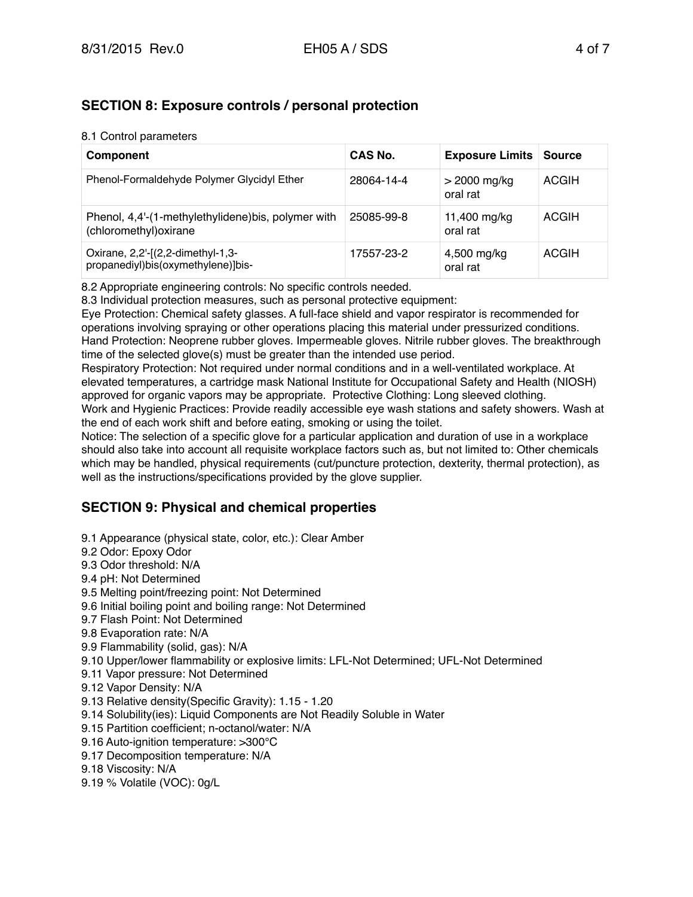## SECTION 8: Exposure controls / personal protection

8.1 Control parameters

| Component | CAS No. | Exposure Limits | Source |
| --- | --- | --- | --- |
| Phenol-Formaldehyde Polymer Glycidyl Ether | 28064-14-4 | > 2000 mg/kg oral rat | ACGIH |
| Phenol, 4,4'-(1-methylethylidene)bis, polymer with (chloromethyl)oxirane | 25085-99-8 | 11,400 mg/kg oral rat | ACGIH |
| Oxirane, 2,2'-[(2,2-dimethyl-1,3-propanediyl)bis(oxymethylene)]bis- | 17557-23-2 | 4,500 mg/kg oral rat | ACGIH |

8.2 Appropriate engineering controls: No specific controls needed.

8.3 Individual protection measures, such as personal protective equipment:

Eye Protection: Chemical safety glasses. A full-face shield and vapor respirator is recommended for operations involving spraying or other operations placing this material under pressurized conditions.

Hand Protection: Neoprene rubber gloves. Impermeable gloves. Nitrile rubber gloves. The breakthrough time of the selected glove(s) must be greater than the intended use period.

Respiratory Protection: Not required under normal conditions and in a well-ventilated workplace. At elevated temperatures, a cartridge mask National Institute for Occupational Safety and Health (NIOSH) approved for organic vapors may be appropriate. Protective Clothing: Long sleeved clothing.

Work and Hygienic Practices: Provide readily accessible eye wash stations and safety showers. Wash at the end of each work shift and before eating, smoking or using the toilet.

Notice: The selection of a specific glove for a particular application and duration of use in a workplace should also take into account all requisite workplace factors such as, but not limited to: Other chemicals which may be handled, physical requirements (cut/puncture protection, dexterity, thermal protection), as well as the instructions/specifications provided by the glove supplier.

## SECTION 9: Physical and chemical properties

9.1 Appearance (physical state, color, etc.): Clear Amber
9.2 Odor: Epoxy Odor
9.3 Odor threshold: N/A
9.4 pH: Not Determined
9.5 Melting point/freezing point: Not Determined
9.6 Initial boiling point and boiling range: Not Determined
9.7 Flash Point: Not Determined
9.8 Evaporation rate: N/A
9.9 Flammability (solid, gas): N/A
9.10 Upper/lower flammability or explosive limits: LFL-Not Determined; UFL-Not Determined
9.11 Vapor pressure: Not Determined
9.12 Vapor Density: N/A
9.13 Relative density(Specific Gravity): 1.15 - 1.20
9.14 Solubility(ies): Liquid Components are Not Readily Soluble in Water
9.15 Partition coefficient; n-octanol/water: N/A
9.16 Auto-ignition temperature: >300°C
9.17 Decomposition temperature: N/A
9.18 Viscosity: N/A
9.19 % Volatile (VOC): 0g/L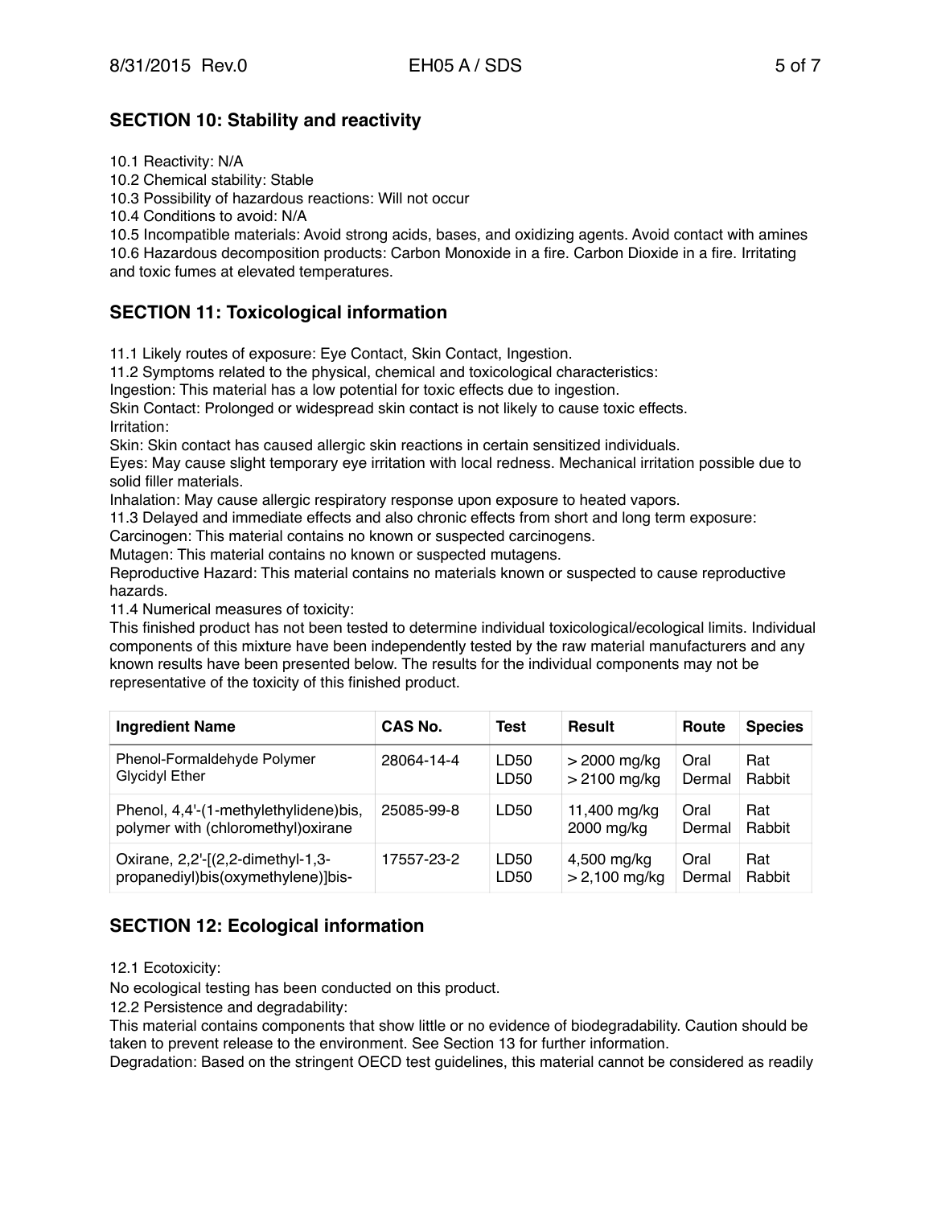## SECTION 10: Stability and reactivity

10.1 Reactivity: N/A
10.2 Chemical stability: Stable
10.3 Possibility of hazardous reactions: Will not occur
10.4 Conditions to avoid: N/A
10.5 Incompatible materials: Avoid strong acids, bases, and oxidizing agents. Avoid contact with amines
10.6 Hazardous decomposition products: Carbon Monoxide in a fire. Carbon Dioxide in a fire. Irritating and toxic fumes at elevated temperatures.

## SECTION 11: Toxicological information

11.1 Likely routes of exposure: Eye Contact, Skin Contact, Ingestion.
11.2 Symptoms related to the physical, chemical and toxicological characteristics:
Ingestion: This material has a low potential for toxic effects due to ingestion.
Skin Contact: Prolonged or widespread skin contact is not likely to cause toxic effects.
Irritation:
Skin: Skin contact has caused allergic skin reactions in certain sensitized individuals.
Eyes: May cause slight temporary eye irritation with local redness. Mechanical irritation possible due to solid filler materials.
Inhalation: May cause allergic respiratory response upon exposure to heated vapors.
11.3 Delayed and immediate effects and also chronic effects from short and long term exposure:
Carcinogen: This material contains no known or suspected carcinogens.
Mutagen: This material contains no known or suspected mutagens.
Reproductive Hazard: This material contains no materials known or suspected to cause reproductive hazards.
11.4 Numerical measures of toxicity:
This finished product has not been tested to determine individual toxicological/ecological limits. Individual components of this mixture have been independently tested by the raw material manufacturers and any known results have been presented below. The results for the individual components may not be representative of the toxicity of this finished product.

| Ingredient Name | CAS No. | Test | Result | Route | Species |
|---|---|---|---|---|---|
| Phenol-Formaldehyde Polymer Glycidyl Ether | 28064-14-4 | LD50<br>LD50 | > 2000 mg/kg<br>> 2100 mg/kg | Oral<br>Dermal | Rat<br>Rabbit |
| Phenol, 4,4'-(1-methylethylidene)bis, polymer with (chloromethyl)oxirane | 25085-99-8 | LD50 | 11,400 mg/kg<br>2000 mg/kg | Oral<br>Dermal | Rat<br>Rabbit |
| Oxirane, 2,2'-[(2,2-dimethyl-1,3-propanediyl)bis(oxymethylene)]bis- | 17557-23-2 | LD50<br>LD50 | 4,500 mg/kg<br>> 2,100 mg/kg | Oral<br>Dermal | Rat<br>Rabbit |

## SECTION 12: Ecological information

12.1 Ecotoxicity:
No ecological testing has been conducted on this product.
12.2 Persistence and degradability:
This material contains components that show little or no evidence of biodegradability. Caution should be taken to prevent release to the environment. See Section 13 for further information.
Degradation: Based on the stringent OECD test guidelines, this material cannot be considered as readily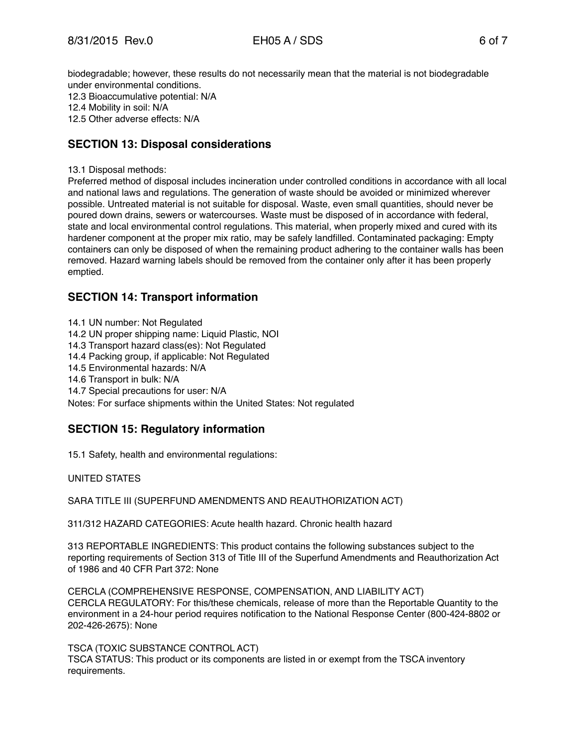biodegradable; however, these results do not necessarily mean that the material is not biodegradable under environmental conditions.

12.3 Bioaccumulative potential: N/A
12.4 Mobility in soil: N/A
12.5 Other adverse effects: N/A

## SECTION 13: Disposal considerations

13.1 Disposal methods:
Preferred method of disposal includes incineration under controlled conditions in accordance with all local and national laws and regulations. The generation of waste should be avoided or minimized wherever possible. Untreated material is not suitable for disposal. Waste, even small quantities, should never be poured down drains, sewers or watercourses. Waste must be disposed of in accordance with federal, state and local environmental control regulations. This material, when properly mixed and cured with its hardener component at the proper mix ratio, may be safely landfilled. Contaminated packaging: Empty containers can only be disposed of when the remaining product adhering to the container walls has been removed. Hazard warning labels should be removed from the container only after it has been properly emptied.

## SECTION 14: Transport information

14.1 UN number: Not Regulated
14.2 UN proper shipping name: Liquid Plastic, NOI
14.3 Transport hazard class(es): Not Regulated
14.4 Packing group, if applicable: Not Regulated
14.5 Environmental hazards: N/A
14.6 Transport in bulk: N/A
14.7 Special precautions for user: N/A
Notes: For surface shipments within the United States: Not regulated

## SECTION 15: Regulatory information

15.1 Safety, health and environmental regulations:

UNITED STATES

SARA TITLE III (SUPERFUND AMENDMENTS AND REAUTHORIZATION ACT)

311/312 HAZARD CATEGORIES: Acute health hazard. Chronic health hazard

313 REPORTABLE INGREDIENTS: This product contains the following substances subject to the reporting requirements of Section 313 of Title III of the Superfund Amendments and Reauthorization Act of 1986 and 40 CFR Part 372: None

CERCLA (COMPREHENSIVE RESPONSE, COMPENSATION, AND LIABILITY ACT)
CERCLA REGULATORY: For this/these chemicals, release of more than the Reportable Quantity to the environment in a 24-hour period requires notification to the National Response Center (800-424-8802 or 202-426-2675): None

TSCA (TOXIC SUBSTANCE CONTROL ACT)
TSCA STATUS: This product or its components are listed in or exempt from the TSCA inventory requirements.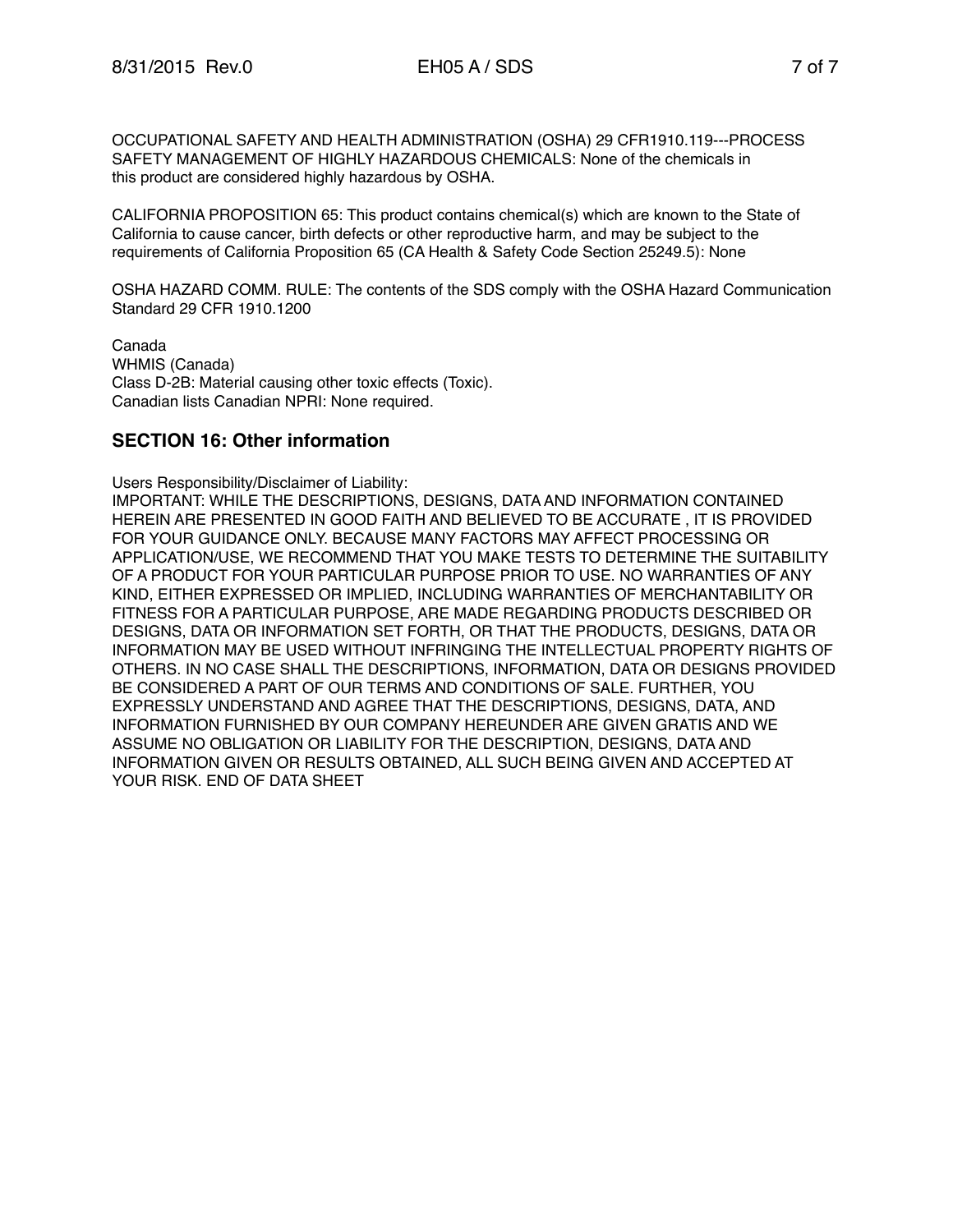OCCUPATIONAL SAFETY AND HEALTH ADMINISTRATION (OSHA) 29 CFR1910.119---PROCESS SAFETY MANAGEMENT OF HIGHLY HAZARDOUS CHEMICALS: None of the chemicals in this product are considered highly hazardous by OSHA.

CALIFORNIA PROPOSITION 65: This product contains chemical(s) which are known to the State of California to cause cancer, birth defects or other reproductive harm, and may be subject to the requirements of California Proposition 65 (CA Health & Safety Code Section 25249.5): None

OSHA HAZARD COMM. RULE: The contents of the SDS comply with the OSHA Hazard Communication Standard 29 CFR 1910.1200

Canada
WHMIS (Canada)
Class D-2B: Material causing other toxic effects (Toxic).
Canadian lists Canadian NPRI: None required.

## SECTION 16: Other information

Users Responsibility/Disclaimer of Liability:
IMPORTANT: WHILE THE DESCRIPTIONS, DESIGNS, DATA AND INFORMATION CONTAINED HEREIN ARE PRESENTED IN GOOD FAITH AND BELIEVED TO BE ACCURATE , IT IS PROVIDED FOR YOUR GUIDANCE ONLY. BECAUSE MANY FACTORS MAY AFFECT PROCESSING OR APPLICATION/USE, WE RECOMMEND THAT YOU MAKE TESTS TO DETERMINE THE SUITABILITY OF A PRODUCT FOR YOUR PARTICULAR PURPOSE PRIOR TO USE. NO WARRANTIES OF ANY KIND, EITHER EXPRESSED OR IMPLIED, INCLUDING WARRANTIES OF MERCHANTABILITY OR FITNESS FOR A PARTICULAR PURPOSE, ARE MADE REGARDING PRODUCTS DESCRIBED OR DESIGNS, DATA OR INFORMATION SET FORTH, OR THAT THE PRODUCTS, DESIGNS, DATA OR INFORMATION MAY BE USED WITHOUT INFRINGING THE INTELLECTUAL PROPERTY RIGHTS OF OTHERS. IN NO CASE SHALL THE DESCRIPTIONS, INFORMATION, DATA OR DESIGNS PROVIDED BE CONSIDERED A PART OF OUR TERMS AND CONDITIONS OF SALE. FURTHER, YOU EXPRESSLY UNDERSTAND AND AGREE THAT THE DESCRIPTIONS, DESIGNS, DATA, AND INFORMATION FURNISHED BY OUR COMPANY HEREUNDER ARE GIVEN GRATIS AND WE ASSUME NO OBLIGATION OR LIABILITY FOR THE DESCRIPTION, DESIGNS, DATA AND INFORMATION GIVEN OR RESULTS OBTAINED, ALL SUCH BEING GIVEN AND ACCEPTED AT YOUR RISK. END OF DATA SHEET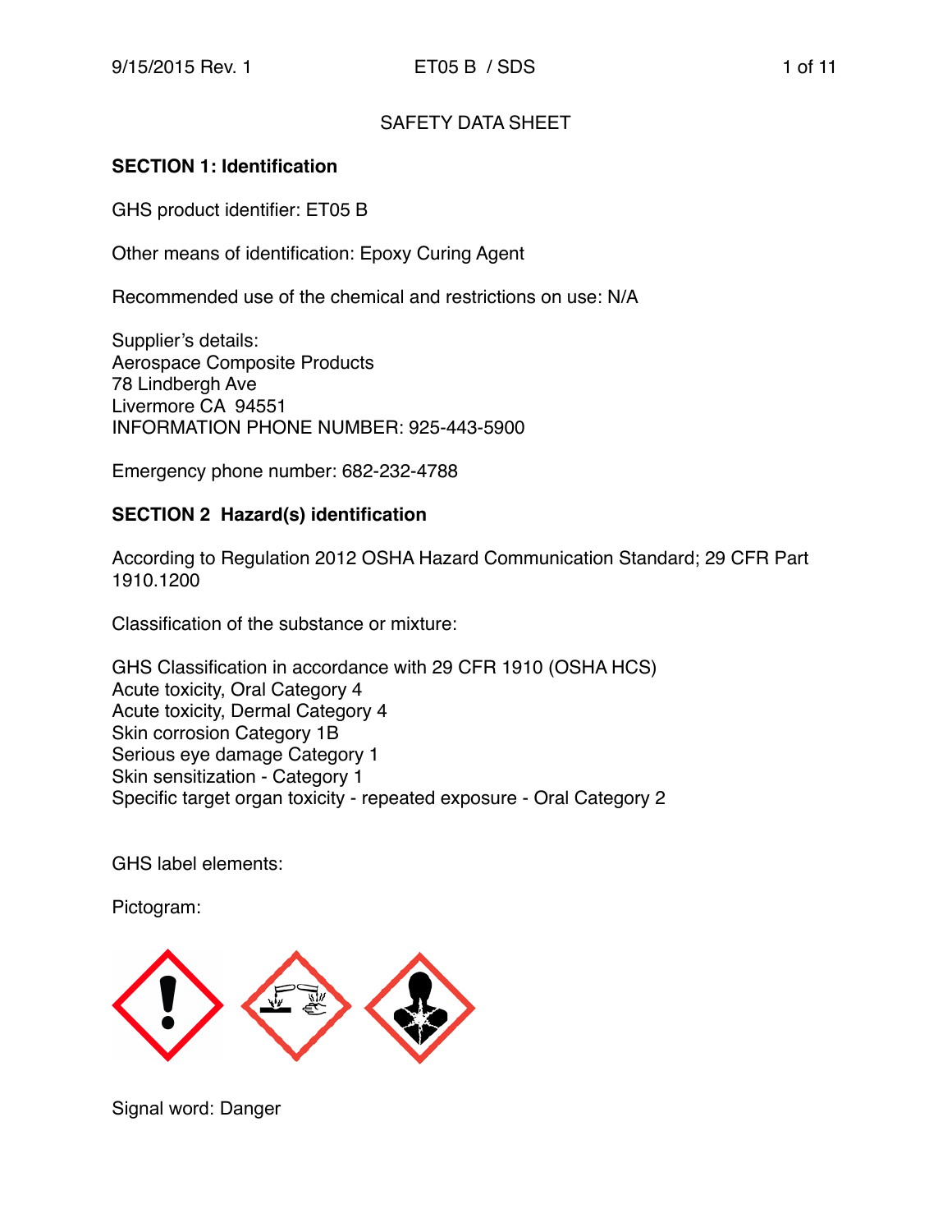SAFETY DATA SHEET

## SECTION 1: Identification

GHS product identifier: ET05 B

Other means of identification: Epoxy Curing Agent

Recommended use of the chemical and restrictions on use: N/A

Supplier's details:
Aerospace Composite Products
78 Lindbergh Ave
Livermore CA 94551
INFORMATION PHONE NUMBER: 925-443-5900

Emergency phone number: 682-232-4788

## SECTION 2 Hazard(s) identification

According to Regulation 2012 OSHA Hazard Communication Standard; 29 CFR Part 1910.1200

Classification of the substance or mixture:

GHS Classification in accordance with 29 CFR 1910 (OSHA HCS)
Acute toxicity, Oral Category 4
Acute toxicity, Dermal Category 4
Skin corrosion Category 1B
Serious eye damage Category 1
Skin sensitization - Category 1
Specific target organ toxicity - repeated exposure - Oral Category 2

GHS label elements:

Pictogram:

Signal word: Danger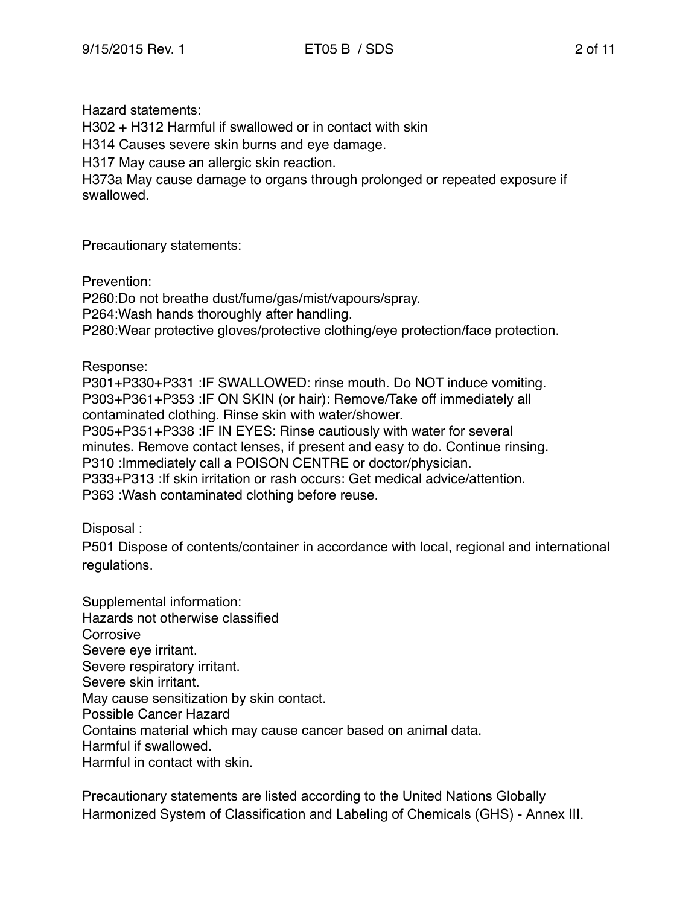Hazard statements:

H302 + H312 Harmful if swallowed or in contact with skin

H314 Causes severe skin burns and eye damage.

H317 May cause an allergic skin reaction.

H373a May cause damage to organs through prolonged or repeated exposure if swallowed.

Precautionary statements:

Prevention:

P260:Do not breathe dust/fume/gas/mist/vapours/spray.

P264:Wash hands thoroughly after handling.

P280:Wear protective gloves/protective clothing/eye protection/face protection.

Response:

P301+P330+P331 :IF SWALLOWED: rinse mouth. Do NOT induce vomiting.

P303+P361+P353 :IF ON SKIN (or hair): Remove/Take off immediately all contaminated clothing. Rinse skin with water/shower.

P305+P351+P338 :IF IN EYES: Rinse cautiously with water for several minutes. Remove contact lenses, if present and easy to do. Continue rinsing.

P310 :Immediately call a POISON CENTRE or doctor/physician.

P333+P313 :If skin irritation or rash occurs: Get medical advice/attention.

P363 :Wash contaminated clothing before reuse.

Disposal :

P501 Dispose of contents/container in accordance with local, regional and international regulations.

Supplemental information:

Hazards not otherwise classified

Corrosive

Severe eye irritant.

Severe respiratory irritant.

Severe skin irritant.

May cause sensitization by skin contact.

Possible Cancer Hazard

Contains material which may cause cancer based on animal data.

Harmful if swallowed.

Harmful in contact with skin.

Precautionary statements are listed according to the United Nations Globally Harmonized System of Classification and Labeling of Chemicals (GHS) - Annex III.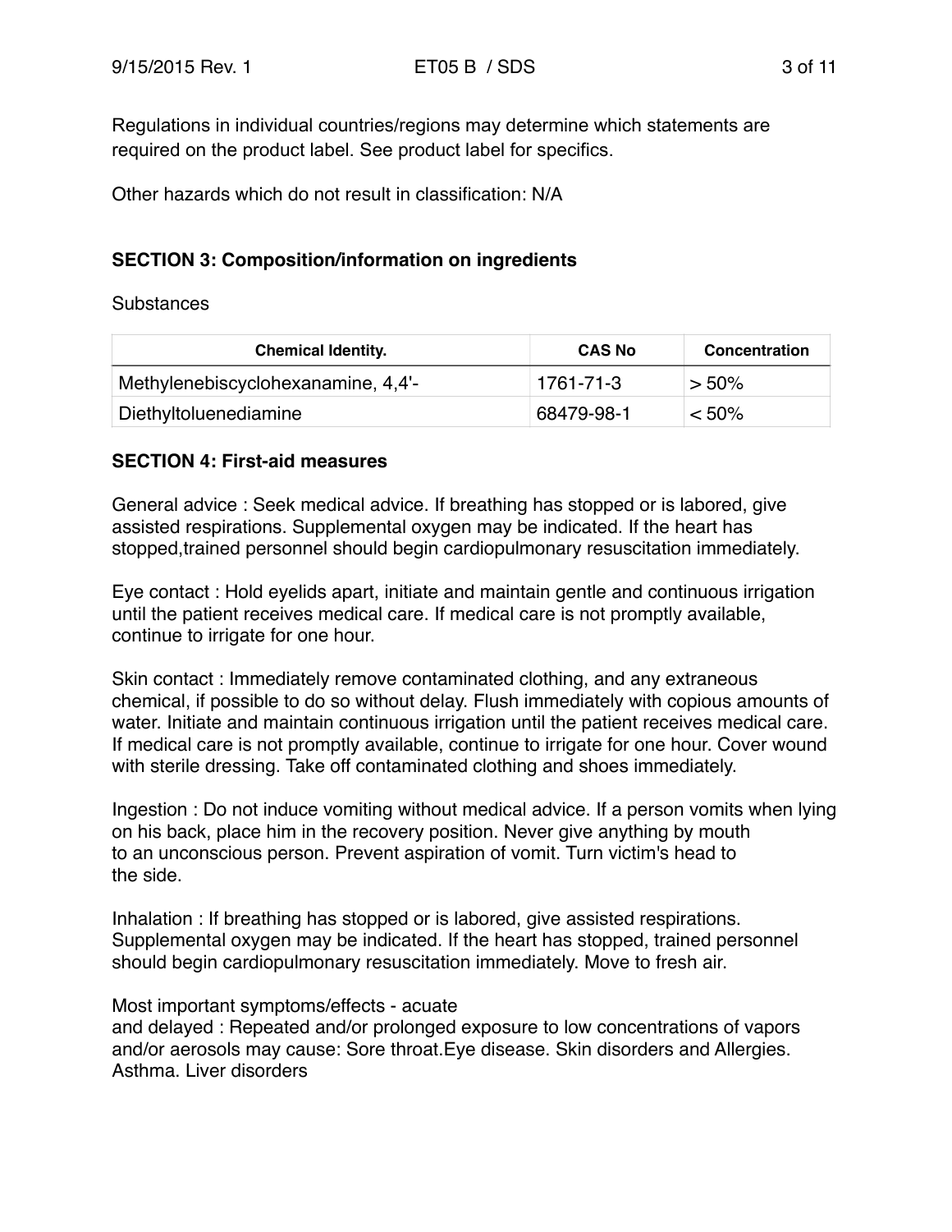Regulations in individual countries/regions may determine which statements are required on the product label. See product label for specifics.

Other hazards which do not result in classification: N/A

## SECTION 3: Composition/information on ingredients

Substances

| Chemical Identity. | CAS No | Concentration |
|---|---|---|
| Methylenebiscyclohexanamine, 4,4'- | 1761-71-3 | > 50% |
| Diethyltoluenediamine | 68479-98-1 | < 50% |

## SECTION 4: First-aid measures

General advice : Seek medical advice. If breathing has stopped or is labored, give assisted respirations. Supplemental oxygen may be indicated. If the heart has stopped,trained personnel should begin cardiopulmonary resuscitation immediately.

Eye contact : Hold eyelids apart, initiate and maintain gentle and continuous irrigation until the patient receives medical care. If medical care is not promptly available, continue to irrigate for one hour.

Skin contact : Immediately remove contaminated clothing, and any extraneous chemical, if possible to do so without delay. Flush immediately with copious amounts of water. Initiate and maintain continuous irrigation until the patient receives medical care. If medical care is not promptly available, continue to irrigate for one hour. Cover wound with sterile dressing. Take off contaminated clothing and shoes immediately.

Ingestion : Do not induce vomiting without medical advice. If a person vomits when lying on his back, place him in the recovery position. Never give anything by mouth to an unconscious person. Prevent aspiration of vomit. Turn victim's head to the side.

Inhalation : If breathing has stopped or is labored, give assisted respirations. Supplemental oxygen may be indicated. If the heart has stopped, trained personnel should begin cardiopulmonary resuscitation immediately. Move to fresh air.

Most important symptoms/effects - acute and delayed : Repeated and/or prolonged exposure to low concentrations of vapors and/or aerosols may cause: Sore throat.Eye disease. Skin disorders and Allergies. Asthma. Liver disorders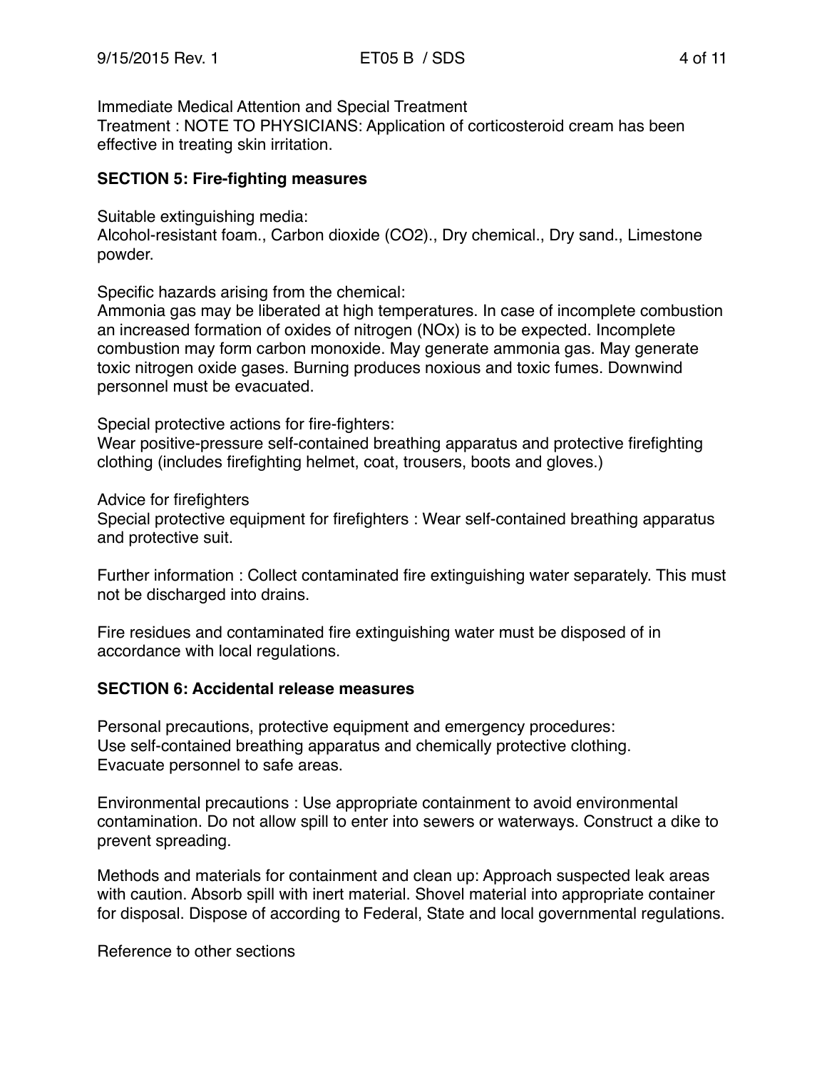Immediate Medical Attention and Special Treatment
Treatment : NOTE TO PHYSICIANS: Application of corticosteroid cream has been effective in treating skin irritation.

**SECTION 5: Fire-fighting measures**

Suitable extinguishing media:
Alcohol-resistant foam., Carbon dioxide ($CO_2$)., Dry chemical., Dry sand., Limestone powder.

Specific hazards arising from the chemical:
Ammonia gas may be liberated at high temperatures. In case of incomplete combustion an increased formation of oxides of nitrogen ($NO_x$) is to be expected. Incomplete combustion may form carbon monoxide. May generate ammonia gas. May generate toxic nitrogen oxide gases. Burning produces noxious and toxic fumes. Downwind personnel must be evacuated.

Special protective actions for fire-fighters:
Wear positive-pressure self-contained breathing apparatus and protective firefighting clothing (includes firefighting helmet, coat, trousers, boots and gloves.)

Advice for firefighters
Special protective equipment for firefighters : Wear self-contained breathing apparatus and protective suit.

Further information : Collect contaminated fire extinguishing water separately. This must not be discharged into drains.

Fire residues and contaminated fire extinguishing water must be disposed of in accordance with local regulations.

**SECTION 6: Accidental release measures**

Personal precautions, protective equipment and emergency procedures:
Use self-contained breathing apparatus and chemically protective clothing.
Evacuate personnel to safe areas.

Environmental precautions : Use appropriate containment to avoid environmental contamination. Do not allow spill to enter into sewers or waterways. Construct a dike to prevent spreading.

Methods and materials for containment and clean up: Approach suspected leak areas with caution. Absorb spill with inert material. Shovel material into appropriate container for disposal. Dispose of according to Federal, State and local governmental regulations.

Reference to other sections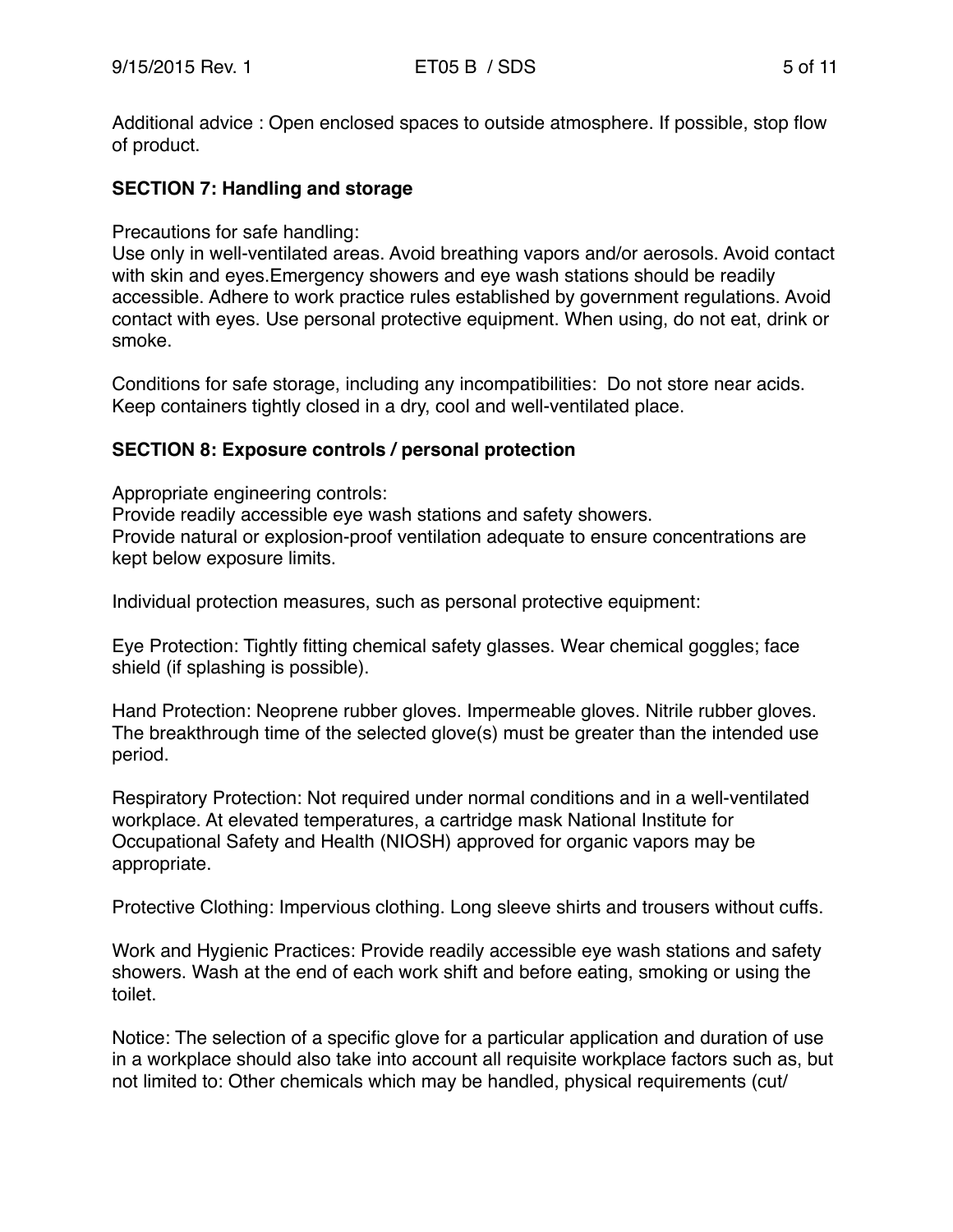Additional advice : Open enclosed spaces to outside atmosphere. If possible, stop flow of product.

## SECTION 7: Handling and storage

Precautions for safe handling:
Use only in well-ventilated areas. Avoid breathing vapors and/or aerosols. Avoid contact with skin and eyes.Emergency showers and eye wash stations should be readily accessible. Adhere to work practice rules established by government regulations. Avoid contact with eyes. Use personal protective equipment. When using, do not eat, drink or smoke.

Conditions for safe storage, including any incompatibilities: Do not store near acids. Keep containers tightly closed in a dry, cool and well-ventilated place.

## SECTION 8: Exposure controls / personal protection

Appropriate engineering controls:
Provide readily accessible eye wash stations and safety showers.
Provide natural or explosion-proof ventilation adequate to ensure concentrations are kept below exposure limits.

Individual protection measures, such as personal protective equipment:

Eye Protection: Tightly fitting chemical safety glasses. Wear chemical goggles; face shield (if splashing is possible).

Hand Protection: Neoprene rubber gloves. Impermeable gloves. Nitrile rubber gloves. The breakthrough time of the selected glove(s) must be greater than the intended use period.

Respiratory Protection: Not required under normal conditions and in a well-ventilated workplace. At elevated temperatures, a cartridge mask National Institute for Occupational Safety and Health (NIOSH) approved for organic vapors may be appropriate.

Protective Clothing: Impervious clothing. Long sleeve shirts and trousers without cuffs.

Work and Hygienic Practices: Provide readily accessible eye wash stations and safety showers. Wash at the end of each work shift and before eating, smoking or using the toilet.

Notice: The selection of a specific glove for a particular application and duration of use in a workplace should also take into account all requisite workplace factors such as, but not limited to: Other chemicals which may be handled, physical requirements (cut/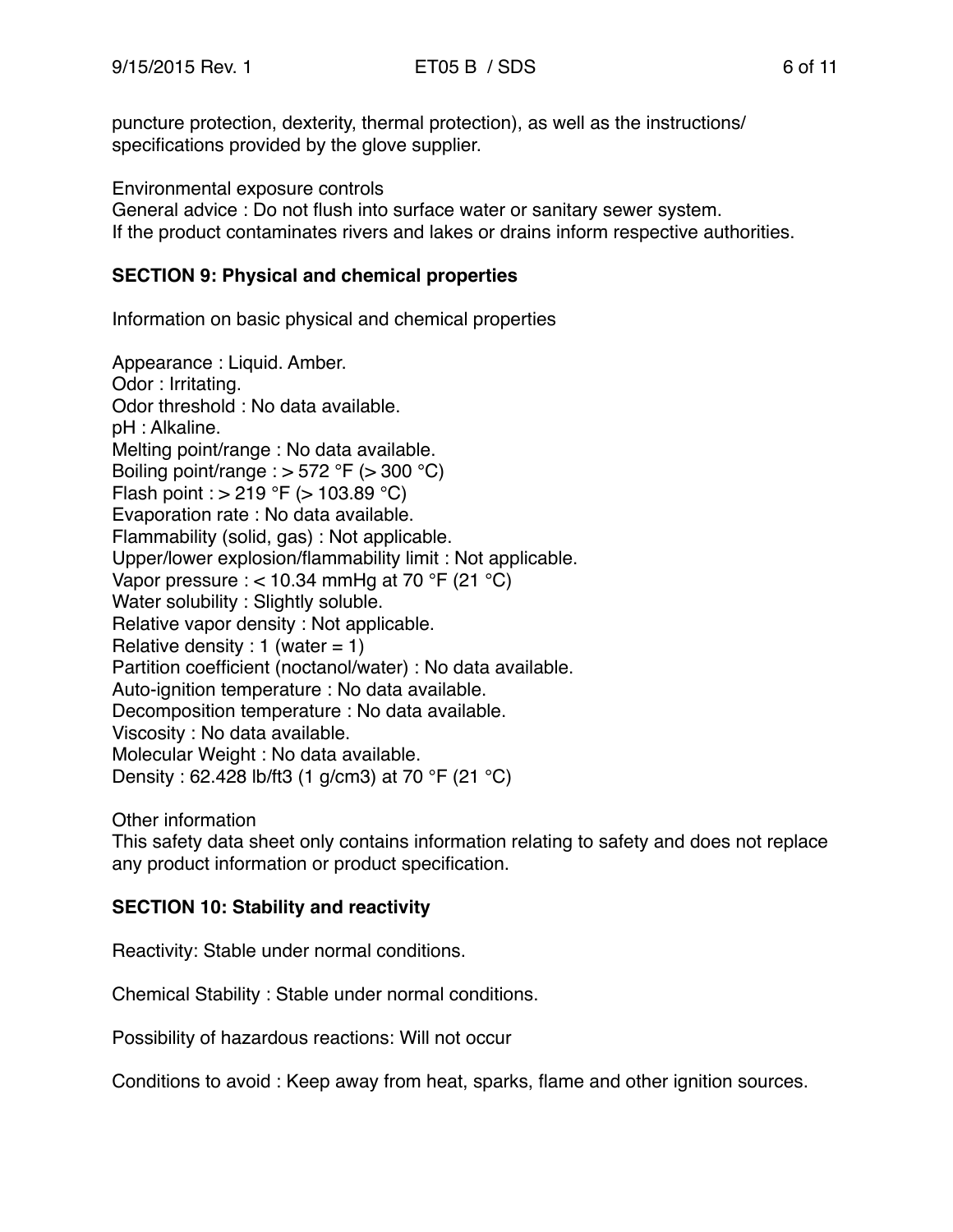puncture protection, dexterity, thermal protection), as well as the instructions/specifications provided by the glove supplier.

Environmental exposure controls
General advice : Do not flush into surface water or sanitary sewer system.
If the product contaminates rivers and lakes or drains inform respective authorities.

**SECTION 9: Physical and chemical properties**

Information on basic physical and chemical properties

Appearance : Liquid. Amber.
Odor : Irritating.
Odor threshold : No data available.
pH : Alkaline.
Melting point/range : No data available.
Boiling point/range : > 572 °F (> 300 °C)
Flash point : > 219 °F (> 103.89 °C)
Evaporation rate : No data available.
Flammability (solid, gas) : Not applicable.
Upper/lower explosion/flammability limit : Not applicable.
Vapor pressure : < 10.34 mmHg at 70 °F (21 °C)
Water solubility : Slightly soluble.
Relative vapor density : Not applicable.
Relative density : 1 (water = 1)
Partition coefficient (noctanol/water) : No data available.
Auto-ignition temperature : No data available.
Decomposition temperature : No data available.
Viscosity : No data available.
Molecular Weight : No data available.
Density : 62.428 lb/ft3 (1 g/cm3) at 70 °F (21 °C)

Other information
This safety data sheet only contains information relating to safety and does not replace any product information or product specification.

**SECTION 10: Stability and reactivity**

Reactivity: Stable under normal conditions.

Chemical Stability : Stable under normal conditions.

Possibility of hazardous reactions: Will not occur

Conditions to avoid : Keep away from heat, sparks, flame and other ignition sources.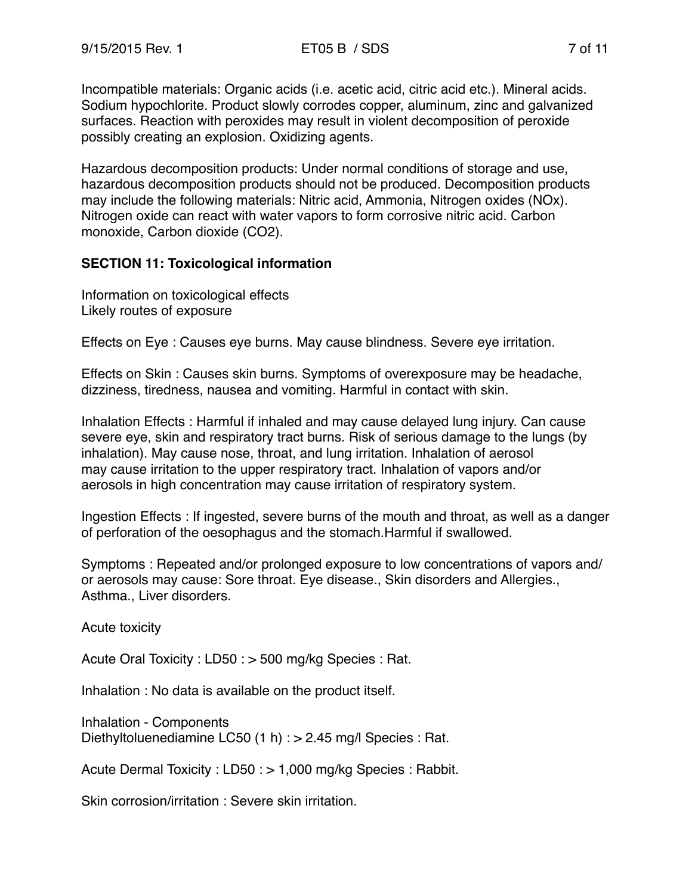Incompatible materials: Organic acids (i.e. acetic acid, citric acid etc.). Mineral acids. Sodium hypochlorite. Product slowly corrodes copper, aluminum, zinc and galvanized surfaces. Reaction with peroxides may result in violent decomposition of peroxide possibly creating an explosion. Oxidizing agents.

Hazardous decomposition products: Under normal conditions of storage and use, hazardous decomposition products should not be produced. Decomposition products may include the following materials: Nitric acid, Ammonia, Nitrogen oxides (NOx). Nitrogen oxide can react with water vapors to form corrosive nitric acid. Carbon monoxide, Carbon dioxide ($CO_2$).

**SECTION 11: Toxicological information**

Information on toxicological effects
Likely routes of exposure

Effects on Eye : Causes eye burns. May cause blindness. Severe eye irritation.

Effects on Skin : Causes skin burns. Symptoms of overexposure may be headache, dizziness, tiredness, nausea and vomiting. Harmful in contact with skin.

Inhalation Effects : Harmful if inhaled and may cause delayed lung injury. Can cause severe eye, skin and respiratory tract burns. Risk of serious damage to the lungs (by inhalation). May cause nose, throat, and lung irritation. Inhalation of aerosol may cause irritation to the upper respiratory tract. Inhalation of vapors and/or aerosols in high concentration may cause irritation of respiratory system.

Ingestion Effects : If ingested, severe burns of the mouth and throat, as well as a danger of perforation of the oesophagus and the stomach.Harmful if swallowed.

Symptoms : Repeated and/or prolonged exposure to low concentrations of vapors and/or aerosols may cause: Sore throat. Eye disease., Skin disorders and Allergies., Asthma., Liver disorders.

Acute toxicity

Acute Oral Toxicity : LD50 : > 500 mg/kg Species : Rat.

Inhalation : No data is available on the product itself.

Inhalation - Components
Diethyltoluenediamine LC50 (1 h) : > 2.45 mg/l Species : Rat.

Acute Dermal Toxicity : LD50 : > 1,000 mg/kg Species : Rabbit.

Skin corrosion/irritation : Severe skin irritation.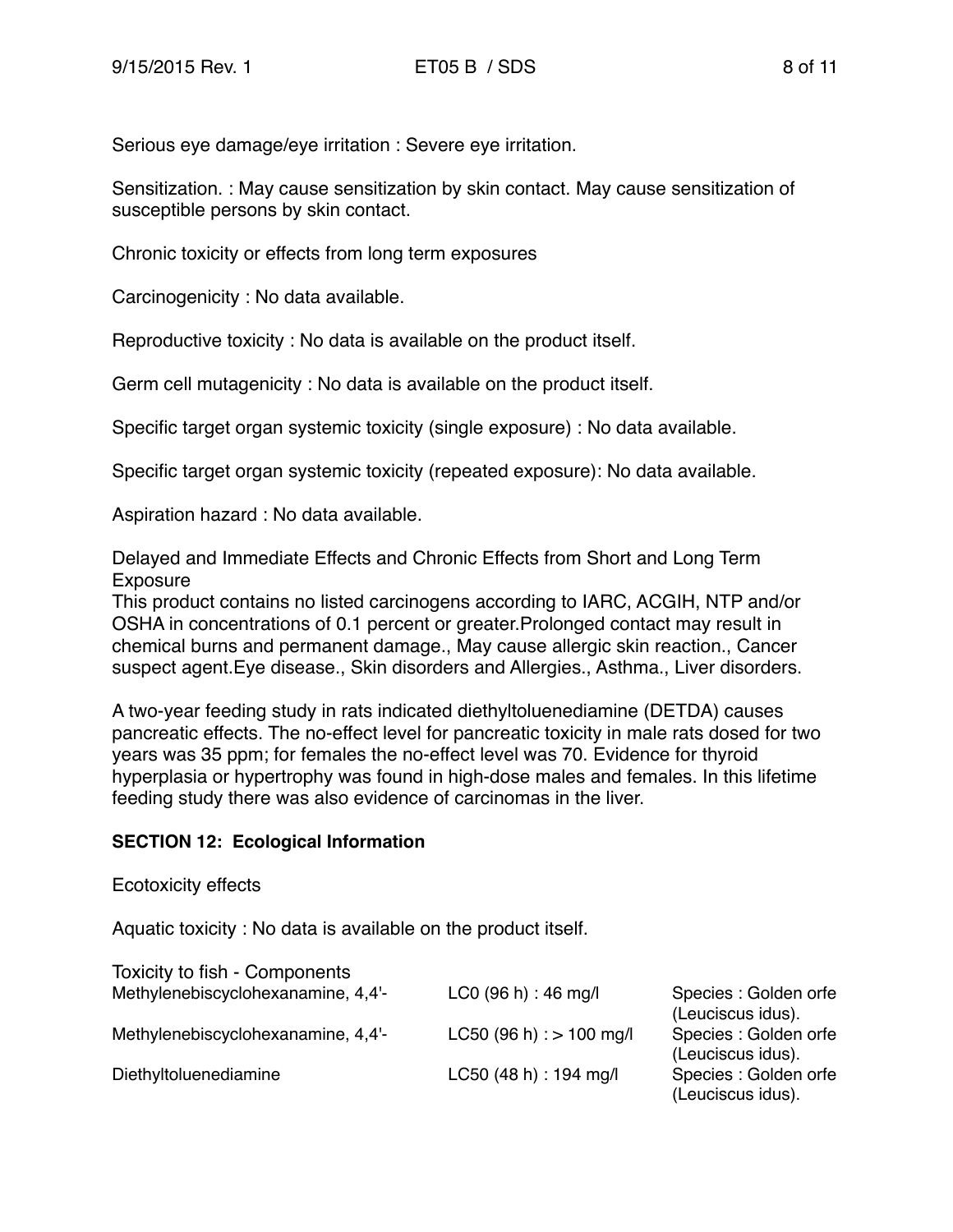Serious eye damage/eye irritation : Severe eye irritation.

Sensitization. : May cause sensitization by skin contact. May cause sensitization of susceptible persons by skin contact.

Chronic toxicity or effects from long term exposures

Carcinogenicity : No data available.

Reproductive toxicity : No data is available on the product itself.

Germ cell mutagenicity : No data is available on the product itself.

Specific target organ systemic toxicity (single exposure) : No data available.

Specific target organ systemic toxicity (repeated exposure): No data available.

Aspiration hazard : No data available.

Delayed and Immediate Effects and Chronic Effects from Short and Long Term Exposure
This product contains no listed carcinogens according to IARC, ACGIH, NTP and/or OSHA in concentrations of 0.1 percent or greater.Prolonged contact may result in chemical burns and permanent damage., May cause allergic skin reaction., Cancer suspect agent.Eye disease., Skin disorders and Allergies., Asthma., Liver disorders.

A two-year feeding study in rats indicated diethyltoluenediamine (DETDA) causes pancreatic effects. The no-effect level for pancreatic toxicity in male rats dosed for two years was 35 ppm; for females the no-effect level was 70. Evidence for thyroid hyperplasia or hypertrophy was found in high-dose males and females. In this lifetime feeding study there was also evidence of carcinomas in the liver.

**SECTION 12: Ecological Information**

Ecotoxicity effects

Aquatic toxicity : No data is available on the product itself.

| Toxicity to fish - Components | | |
|---|---|---|
| Methylenebiscyclohexanamine, 4,4'- | LC0 (96 h) : 46 mg/l | Species : Golden orfe (Leuciscus idus). |
| Methylenebiscyclohexanamine, 4,4'- | LC50 (96 h) : > 100 mg/l | Species : Golden orfe (Leuciscus idus). |
| Diethyltoluenediamine | LC50 (48 h) : 194 mg/l | Species : Golden orfe (Leuciscus idus). |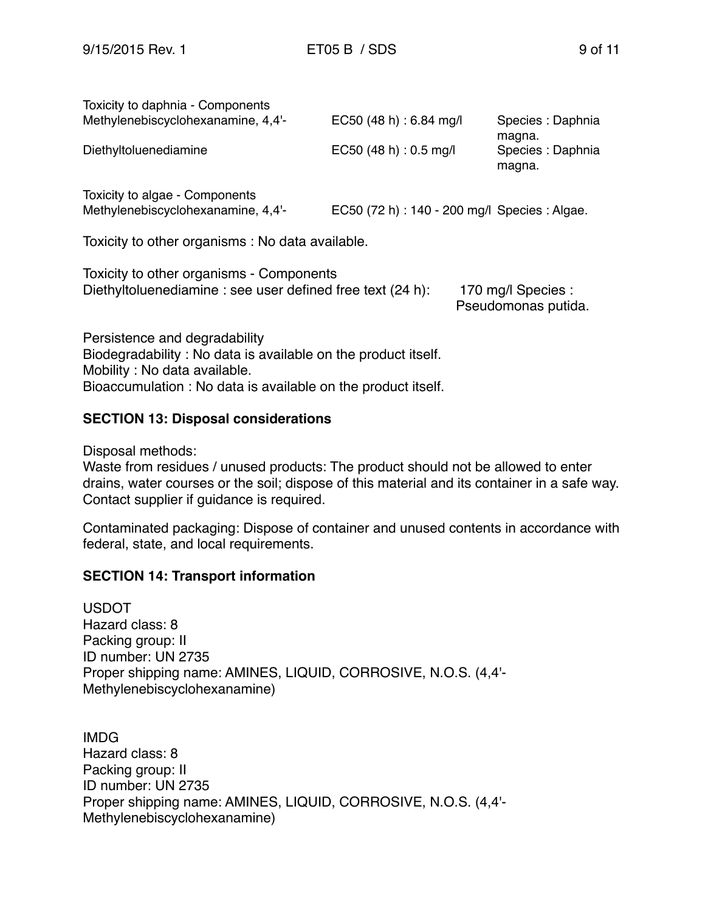Toxicity to daphnia - Components

| | | |
|---|---|---|
| Methylenebiscyclohexanamine, 4,4'- | EC50 (48 h) : 6.84 mg/l | Species : Daphnia magna. |
| Diethyltoluenediamine | EC50 (48 h) : 0.5 mg/l | Species : Daphnia magna. |

Toxicity to algae - Components

| | | |
|---|---|---|
| Methylenebiscyclohexanamine, 4,4'- | EC50 (72 h) : 140 - 200 mg/l | Species : Algae. |

Toxicity to other organisms : No data available.

Toxicity to other organisms - Components

Diethyltoluenediamine : see user defined free text (24 h): 170 mg/l Species : Pseudomonas putida.

Persistence and degradability
Biodegradability : No data is available on the product itself.
Mobility : No data available.
Bioaccumulation : No data is available on the product itself.

## SECTION 13: Disposal considerations

Disposal methods:
Waste from residues / unused products: The product should not be allowed to enter drains, water courses or the soil; dispose of this material and its container in a safe way. Contact supplier if guidance is required.

Contaminated packaging: Dispose of container and unused contents in accordance with federal, state, and local requirements.

## SECTION 14: Transport information

USDOT
Hazard class: 8
Packing group: II
ID number: UN 2735
Proper shipping name: AMINES, LIQUID, CORROSIVE, N.O.S. (4,4'-Methylenebiscyclohexanamine)

IMDG
Hazard class: 8
Packing group: II
ID number: UN 2735
Proper shipping name: AMINES, LIQUID, CORROSIVE, N.O.S. (4,4'-Methylenebiscyclohexanamine)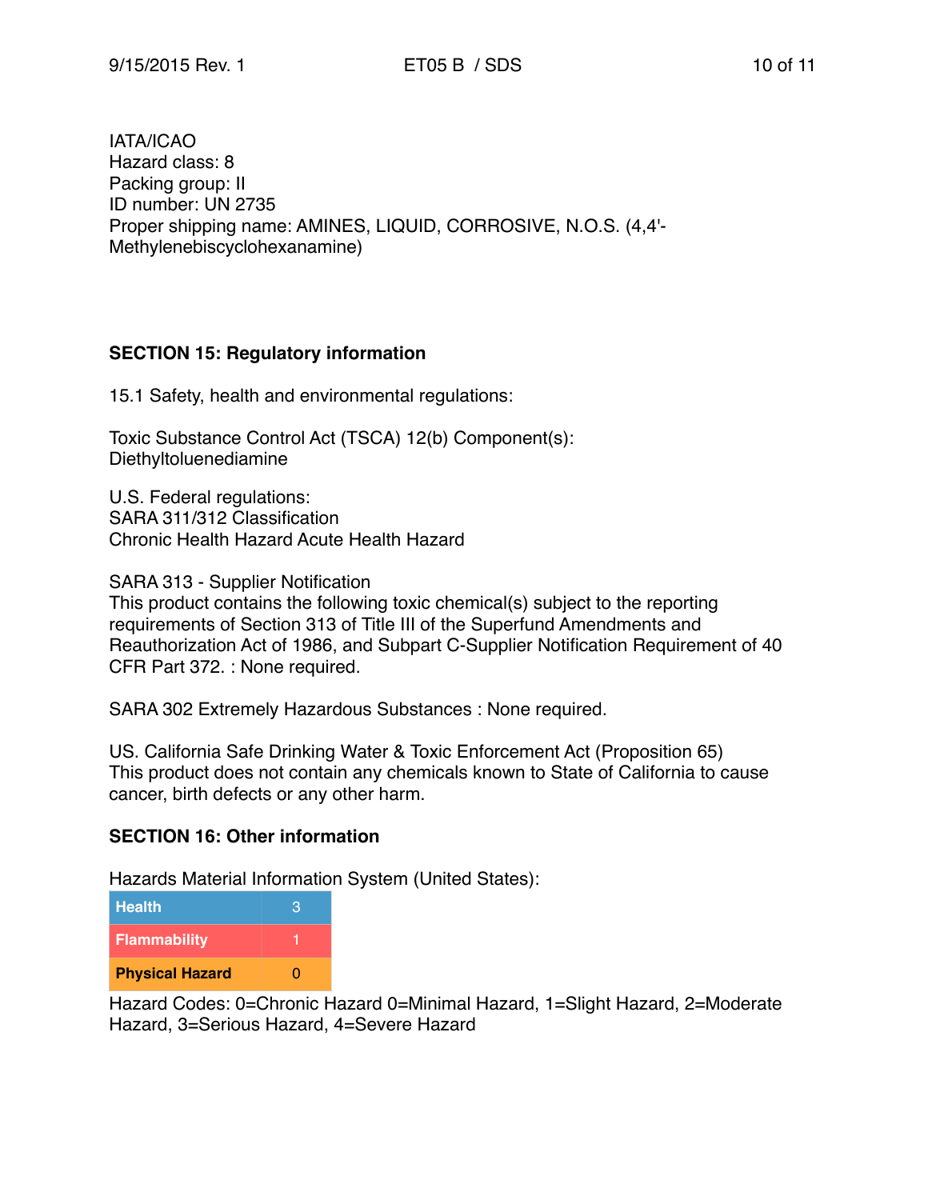IATA/ICAO
Hazard class: 8
Packing group: II
ID number: UN 2735
Proper shipping name: AMINES, LIQUID, CORROSIVE, N.O.S. (4,4'-Methylenebiscyclohexanamine)

## SECTION 15: Regulatory information

15.1 Safety, health and environmental regulations:

Toxic Substance Control Act (TSCA) 12(b) Component(s):
Diethyltoluenediamine

U.S. Federal regulations:
SARA 311/312 Classification
Chronic Health Hazard Acute Health Hazard

SARA 313 - Supplier Notification
This product contains the following toxic chemical(s) subject to the reporting requirements of Section 313 of Title III of the Superfund Amendments and Reauthorization Act of 1986, and Subpart C-Supplier Notification Requirement of 40 CFR Part 372. : None required.

SARA 302 Extremely Hazardous Substances : None required.

US. California Safe Drinking Water & Toxic Enforcement Act (Proposition 65)
This product does not contain any chemicals known to State of California to cause cancer, birth defects or any other harm.

## SECTION 16: Other information

Hazards Material Information System (United States):

| Health | 3 |
| --- | --- |
| Flammability | 1 |
| Physical Hazard | 0 |

Hazard Codes: 0=Chronic Hazard 0=Minimal Hazard, 1=Slight Hazard, 2=Moderate Hazard, 3=Serious Hazard, 4=Severe Hazard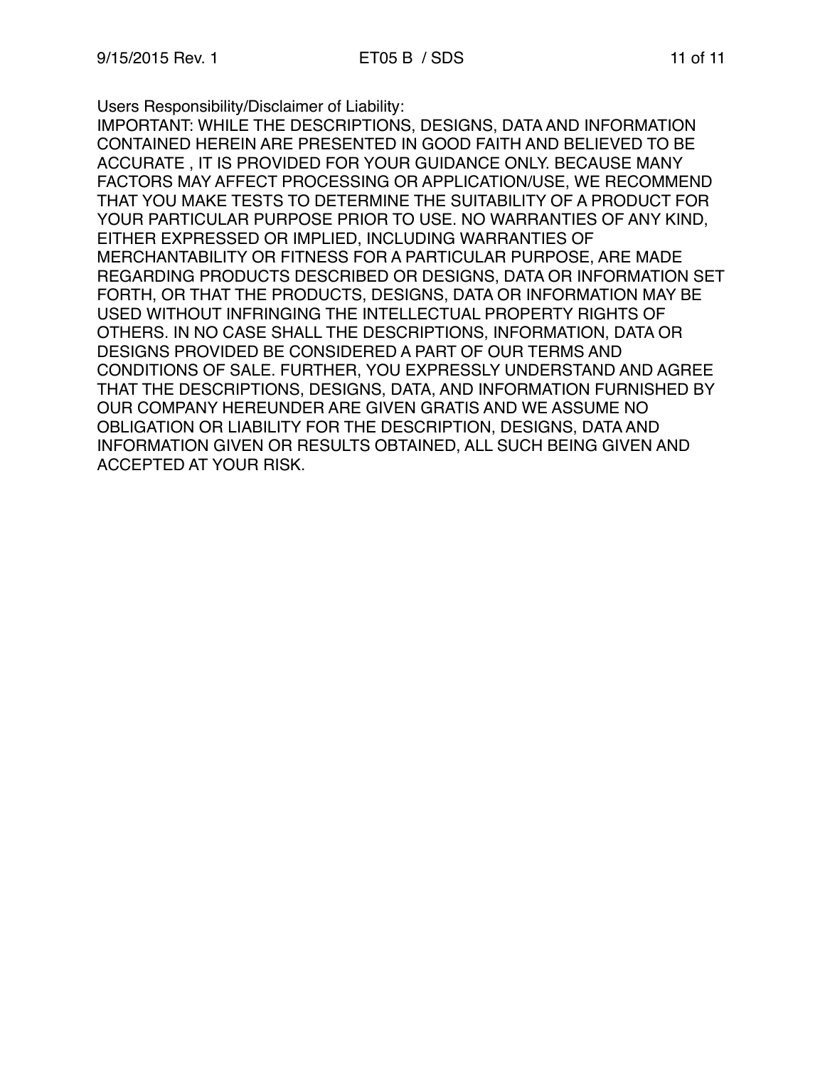Users Responsibility/Disclaimer of Liability:

IMPORTANT: WHILE THE DESCRIPTIONS, DESIGNS, DATA AND INFORMATION CONTAINED HEREIN ARE PRESENTED IN GOOD FAITH AND BELIEVED TO BE ACCURATE , IT IS PROVIDED FOR YOUR GUIDANCE ONLY. BECAUSE MANY FACTORS MAY AFFECT PROCESSING OR APPLICATION/USE, WE RECOMMEND THAT YOU MAKE TESTS TO DETERMINE THE SUITABILITY OF A PRODUCT FOR YOUR PARTICULAR PURPOSE PRIOR TO USE. NO WARRANTIES OF ANY KIND, EITHER EXPRESSED OR IMPLIED, INCLUDING WARRANTIES OF MERCHANTABILITY OR FITNESS FOR A PARTICULAR PURPOSE, ARE MADE REGARDING PRODUCTS DESCRIBED OR DESIGNS, DATA OR INFORMATION SET FORTH, OR THAT THE PRODUCTS, DESIGNS, DATA OR INFORMATION MAY BE USED WITHOUT INFRINGING THE INTELLECTUAL PROPERTY RIGHTS OF OTHERS. IN NO CASE SHALL THE DESCRIPTIONS, INFORMATION, DATA OR DESIGNS PROVIDED BE CONSIDERED A PART OF OUR TERMS AND CONDITIONS OF SALE. FURTHER, YOU EXPRESSLY UNDERSTAND AND AGREE THAT THE DESCRIPTIONS, DESIGNS, DATA, AND INFORMATION FURNISHED BY OUR COMPANY HEREUNDER ARE GIVEN GRATIS AND WE ASSUME NO OBLIGATION OR LIABILITY FOR THE DESCRIPTION, DESIGNS, DATA AND INFORMATION GIVEN OR RESULTS OBTAINED, ALL SUCH BEING GIVEN AND ACCEPTED AT YOUR RISK.